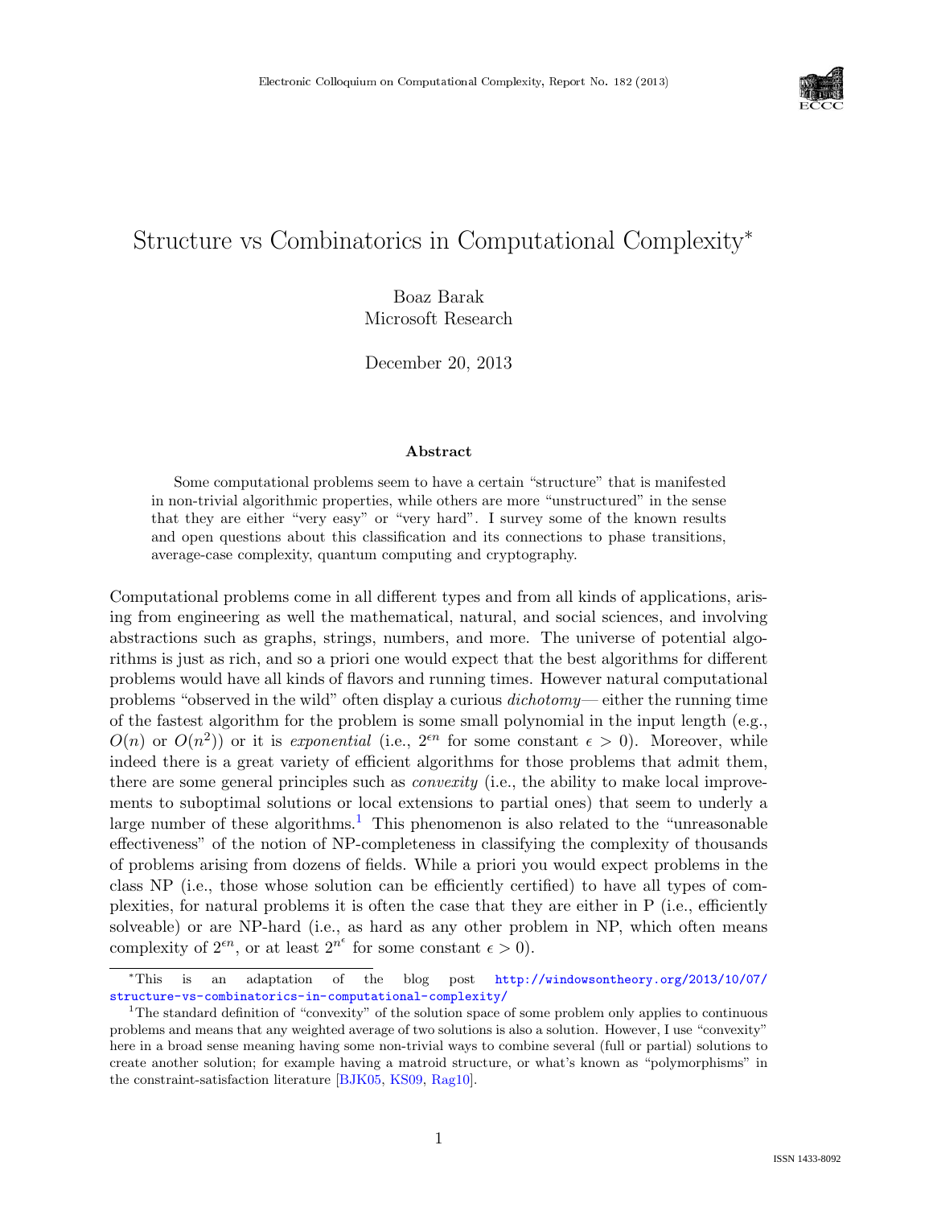# Structure vs Combinatorics in Computational Complexity*

Boaz Barak
Microsoft Research

December 20, 2013

### Abstract

Some computational problems seem to have a certain "structure" that is manifested in non-trivial algorithmic properties, while others are more "unstructured" in the sense that they are either "very easy" or "very hard". I survey some of the known results and open questions about this classification and its connections to phase transitions, average-case complexity, quantum computing and cryptography.

Computational problems come in all different types and from all kinds of applications, arising from engineering as well the mathematical, natural, and social sciences, and involving abstractions such as graphs, strings, numbers, and more. The universe of potential algorithms is just as rich, and so a priori one would expect that the best algorithms for different problems would have all kinds of flavors and running times. However natural computational problems "observed in the wild" often display a curious *dichotomy*— either the running time of the fastest algorithm for the problem is some small polynomial in the input length (e.g., $O(n)$ or $O(n^2)$) or it is *exponential* (i.e., $2^{\epsilon n}$ for some constant $\epsilon > 0$). Moreover, while indeed there is a great variety of efficient algorithms for those problems that admit them, there are some general principles such as *convexity* (i.e., the ability to make local improvements to suboptimal solutions or local extensions to partial ones) that seem to underly a large number of these algorithms.[1] This phenomenon is also related to the "unreasonable effectiveness" of the notion of NP-completeness in classifying the complexity of thousands of problems arising from dozens of fields. While a priori you would expect problems in the class NP (i.e., those whose solution can be efficiently certified) to have all types of complexities, for natural problems it is often the case that they are either in P (i.e., efficiently solveable) or are NP-hard (i.e., as hard as any other problem in NP, which often means complexity of $2^{\epsilon n}$, or at least $2^{n^\epsilon}$ for some constant $\epsilon > 0$).

---

*This is an adaptation of the blog post http://windowsontheory.org/2013/10/07/structure-vs-combinatorics-in-computational-complexity/

[1] The standard definition of "convexity" of the solution space of some problem only applies to continuous problems and means that any weighted average of two solutions is also a solution. However, I use "convexity" here in a broad sense meaning having some non-trivial ways to combine several (full or partial) solutions to create another solution; for example having a matroid structure, or what's known as "polymorphisms" in the constraint-satisfaction literature [BJK05, KS09, Rag10].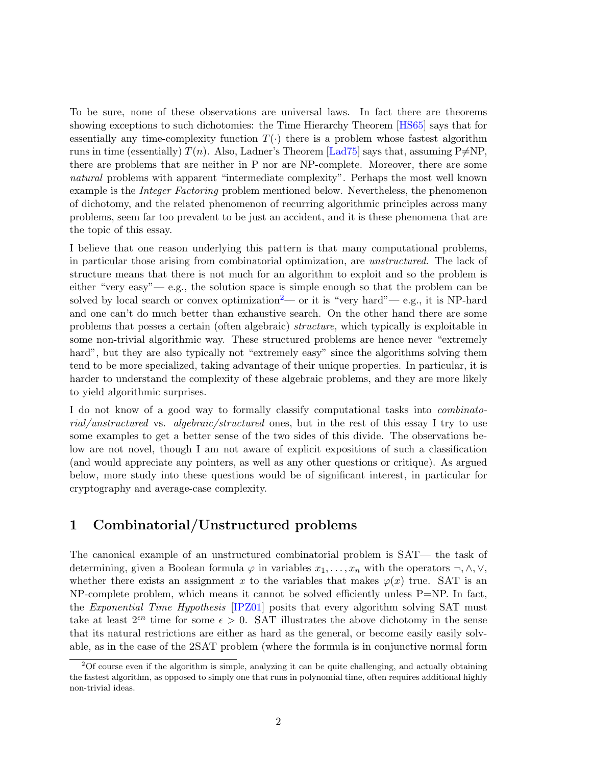To be sure, none of these observations are universal laws. In fact there are theorems showing exceptions to such dichotomies: the Time Hierarchy Theorem [HS65] says that for essentially any time-complexity function $T(\cdot)$ there is a problem whose fastest algorithm runs in time (essentially) $T(n)$. Also, Ladner's Theorem [Lad75] says that, assuming P$\neq$NP, there are problems that are neither in P nor are NP-complete. Moreover, there are some *natural* problems with apparent "intermediate complexity". Perhaps the most well known example is the *Integer Factoring* problem mentioned below. Nevertheless, the phenomenon of dichotomy, and the related phenomenon of recurring algorithmic principles across many problems, seem far too prevalent to be just an accident, and it is these phenomena that are the topic of this essay.

I believe that one reason underlying this pattern is that many computational problems, in particular those arising from combinatorial optimization, are *unstructured*. The lack of structure means that there is not much for an algorithm to exploit and so the problem is either "very easy"— e.g., the solution space is simple enough so that the problem can be solved by local search or convex optimization[2]— or it is "very hard"— e.g., it is NP-hard and one can't do much better than exhaustive search. On the other hand there are some problems that posses a certain (often algebraic) *structure*, which typically is exploitable in some non-trivial algorithmic way. These structured problems are hence never "extremely hard", but they are also typically not "extremely easy" since the algorithms solving them tend to be more specialized, taking advantage of their unique properties. In particular, it is harder to understand the complexity of these algebraic problems, and they are more likely to yield algorithmic surprises.

I do not know of a good way to formally classify computational tasks into *combinatorial/unstructured* vs. *algebraic/structured* ones, but in the rest of this essay I try to use some examples to get a better sense of the two sides of this divide. The observations below are not novel, though I am not aware of explicit expositions of such a classification (and would appreciate any pointers, as well as any other questions or critique). As argued below, more study into these questions would be of significant interest, in particular for cryptography and average-case complexity.

## 1 Combinatorial/Unstructured problems

The canonical example of an unstructured combinatorial problem is SAT— the task of determining, given a Boolean formula $\varphi$ in variables $x_1, \ldots, x_n$ with the operators $\neg, \wedge, \vee$, whether there exists an assignment $x$ to the variables that makes $\varphi(x)$ true. SAT is an NP-complete problem, which means it cannot be solved efficiently unless P=NP. In fact, the *Exponential Time Hypothesis* [IPZ01] posits that every algorithm solving SAT must take at least $2^{\epsilon n}$ time for some $\epsilon > 0$. SAT illustrates the above dichotomy in the sense that its natural restrictions are either as hard as the general, or become easily easily solvable, as in the case of the 2SAT problem (where the formula is in conjunctive normal form

[2] Of course even if the algorithm is simple, analyzing it can be quite challenging, and actually obtaining the fastest algorithm, as opposed to simply one that runs in polynomial time, often requires additional highly non-trivial ideas.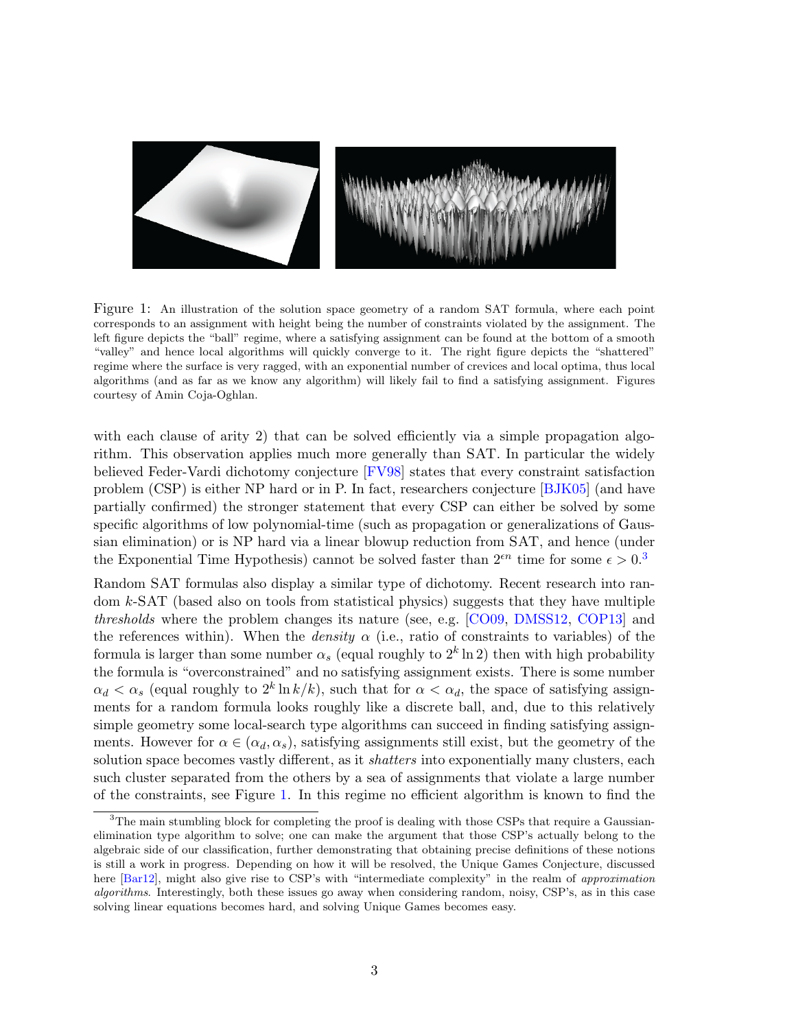Figure 1: An illustration of the solution space geometry of a random SAT formula, where each point corresponds to an assignment with height being the number of constraints violated by the assignment. The left figure depicts the "ball" regime, where a satisfying assignment can be found at the bottom of a smooth "valley" and hence local algorithms will quickly converge to it. The right figure depicts the "shattered" regime where the surface is very ragged, with an exponential number of crevices and local optima, thus local algorithms (and as far as we know any algorithm) will likely fail to find a satisfying assignment. Figures courtesy of Amin Coja-Oghlan.

with each clause of arity 2) that can be solved efficiently via a simple propagation algorithm. This observation applies much more generally than SAT. In particular the widely believed Feder-Vardi dichotomy conjecture [FV98] states that every constraint satisfaction problem (CSP) is either NP hard or in P. In fact, researchers conjecture [BJK05] (and have partially confirmed) the stronger statement that every CSP can either be solved by some specific algorithms of low polynomial-time (such as propagation or generalizations of Gaussian elimination) or is NP hard via a linear blowup reduction from SAT, and hence (under the Exponential Time Hypothesis) cannot be solved faster than $2^{\epsilon n}$ time for some $\epsilon > 0$.[3]

Random SAT formulas also display a similar type of dichotomy. Recent research into random $k$-SAT (based also on tools from statistical physics) suggests that they have multiple *thresholds* where the problem changes its nature (see, e.g. [CO09, DMSS12, COP13] and the references within). When the *density* $\alpha$ (i.e., ratio of constraints to variables) of the formula is larger than some number $\alpha_s$ (equal roughly to $2^k \ln 2$) then with high probability the formula is "overconstrained" and no satisfying assignment exists. There is some number $\alpha_d < \alpha_s$ (equal roughly to $2^k \ln k/k$), such that for $\alpha < \alpha_d$, the space of satisfying assignments for a random formula looks roughly like a discrete ball, and, due to this relatively simple geometry some local-search type algorithms can succeed in finding satisfying assignments. However for $\alpha \in (\alpha_d, \alpha_s)$, satisfying assignments still exist, but the geometry of the solution space becomes vastly different, as it *shatters* into exponentially many clusters, each such cluster separated from the others by a sea of assignments that violate a large number of the constraints, see Figure 1. In this regime no efficient algorithm is known to find the

[3] The main stumbling block for completing the proof is dealing with those CSPs that require a Gaussian-elimination type algorithm to solve; one can make the argument that those CSP's actually belong to the algebraic side of our classification, further demonstrating that obtaining precise definitions of these notions is still a work in progress. Depending on how it will be resolved, the Unique Games Conjecture, discussed here [Bar12], might also give rise to CSP's with "intermediate complexity" in the realm of *approximation algorithms*. Interestingly, both these issues go away when considering random, noisy, CSP's, as in this case solving linear equations becomes hard, and solving Unique Games becomes easy.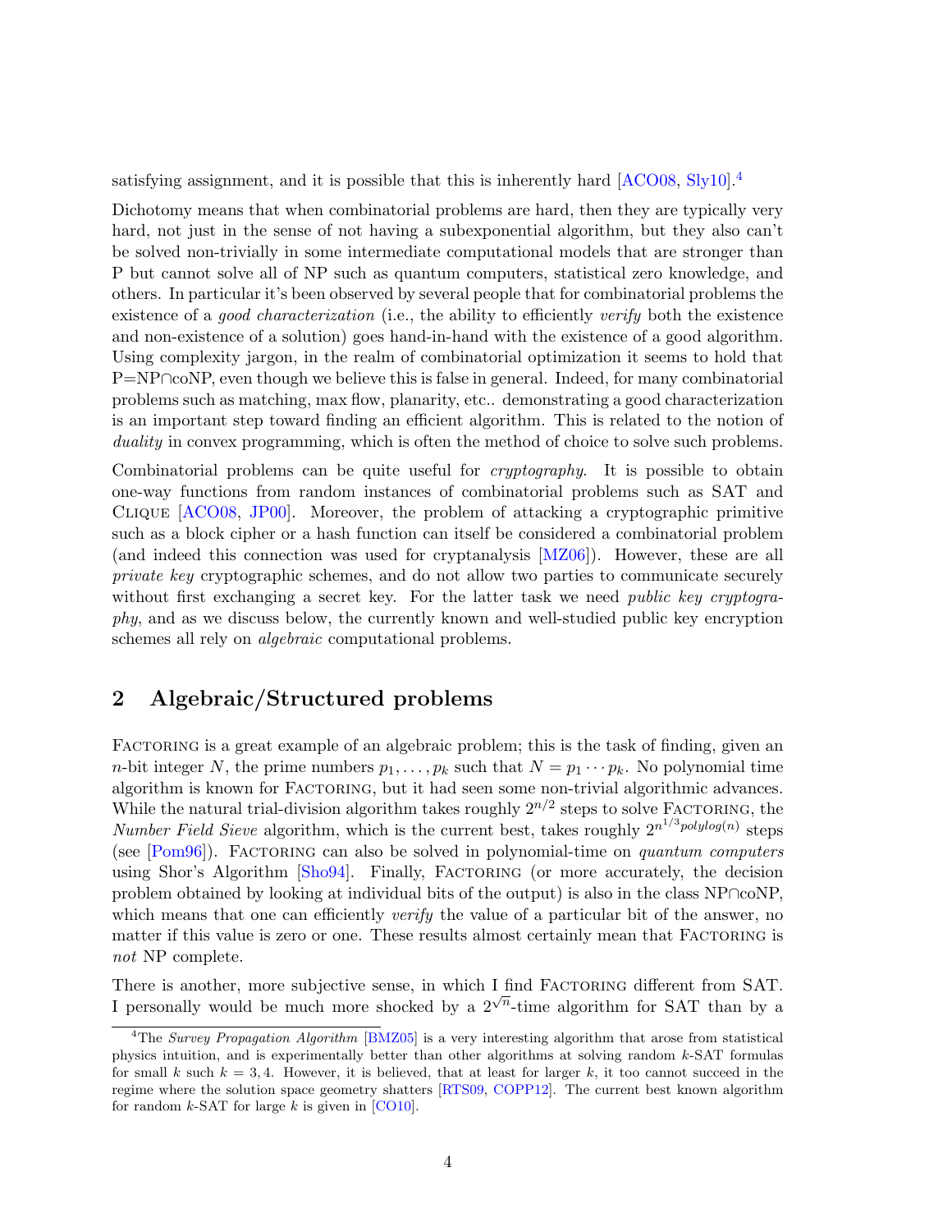satisfying assignment, and it is possible that this is inherently hard [ACO08, Sly10].[4]

Dichotomy means that when combinatorial problems are hard, then they are typically very hard, not just in the sense of not having a subexponential algorithm, but they also can't be solved non-trivially in some intermediate computational models that are stronger than P but cannot solve all of NP such as quantum computers, statistical zero knowledge, and others. In particular it's been observed by several people that for combinatorial problems the existence of a *good characterization* (i.e., the ability to efficiently *verify* both the existence and non-existence of a solution) goes hand-in-hand with the existence of a good algorithm. Using complexity jargon, in the realm of combinatorial optimization it seems to hold that P=NP∩coNP, even though we believe this is false in general. Indeed, for many combinatorial problems such as matching, max flow, planarity, etc.. demonstrating a good characterization is an important step toward finding an efficient algorithm. This is related to the notion of *duality* in convex programming, which is often the method of choice to solve such problems.

Combinatorial problems can be quite useful for *cryptography*. It is possible to obtain one-way functions from random instances of combinatorial problems such as SAT and Clique [ACO08, JP00]. Moreover, the problem of attacking a cryptographic primitive such as a block cipher or a hash function can itself be considered a combinatorial problem (and indeed this connection was used for cryptanalysis [MZ06]). However, these are all *private key* cryptographic schemes, and do not allow two parties to communicate securely without first exchanging a secret key. For the latter task we need *public key cryptography*, and as we discuss below, the currently known and well-studied public key encryption schemes all rely on *algebraic* computational problems.

## 2 Algebraic/Structured problems

Factoring is a great example of an algebraic problem; this is the task of finding, given an $n$-bit integer $N$, the prime numbers $p_1, \ldots, p_k$ such that $N = p_1 \cdots p_k$. No polynomial time algorithm is known for Factoring, but it had seen some non-trivial algorithmic advances. While the natural trial-division algorithm takes roughly $2^{n/2}$ steps to solve Factoring, the *Number Field Sieve* algorithm, which is the current best, takes roughly $2^{n^{1/3} polylog(n)}$ steps (see [Pom96]). Factoring can also be solved in polynomial-time on *quantum computers* using Shor's Algorithm [Sho94]. Finally, Factoring (or more accurately, the decision problem obtained by looking at individual bits of the output) is also in the class NP∩coNP, which means that one can efficiently *verify* the value of a particular bit of the answer, no matter if this value is zero or one. These results almost certainly mean that Factoring is *not* NP complete.

There is another, more subjective sense, in which I find Factoring different from SAT. I personally would be much more shocked by a $2^{\sqrt{n}}$-time algorithm for SAT than by a

[4] The *Survey Propagation Algorithm* [BMZ05] is a very interesting algorithm that arose from statistical physics intuition, and is experimentally better than other algorithms at solving random $k$-SAT formulas for small $k$ such $k = 3, 4$. However, it is believed, that at least for larger $k$, it too cannot succeed in the regime where the solution space geometry shatters [RTS09, COPP12]. The current best known algorithm for random $k$-SAT for large $k$ is given in [CO10].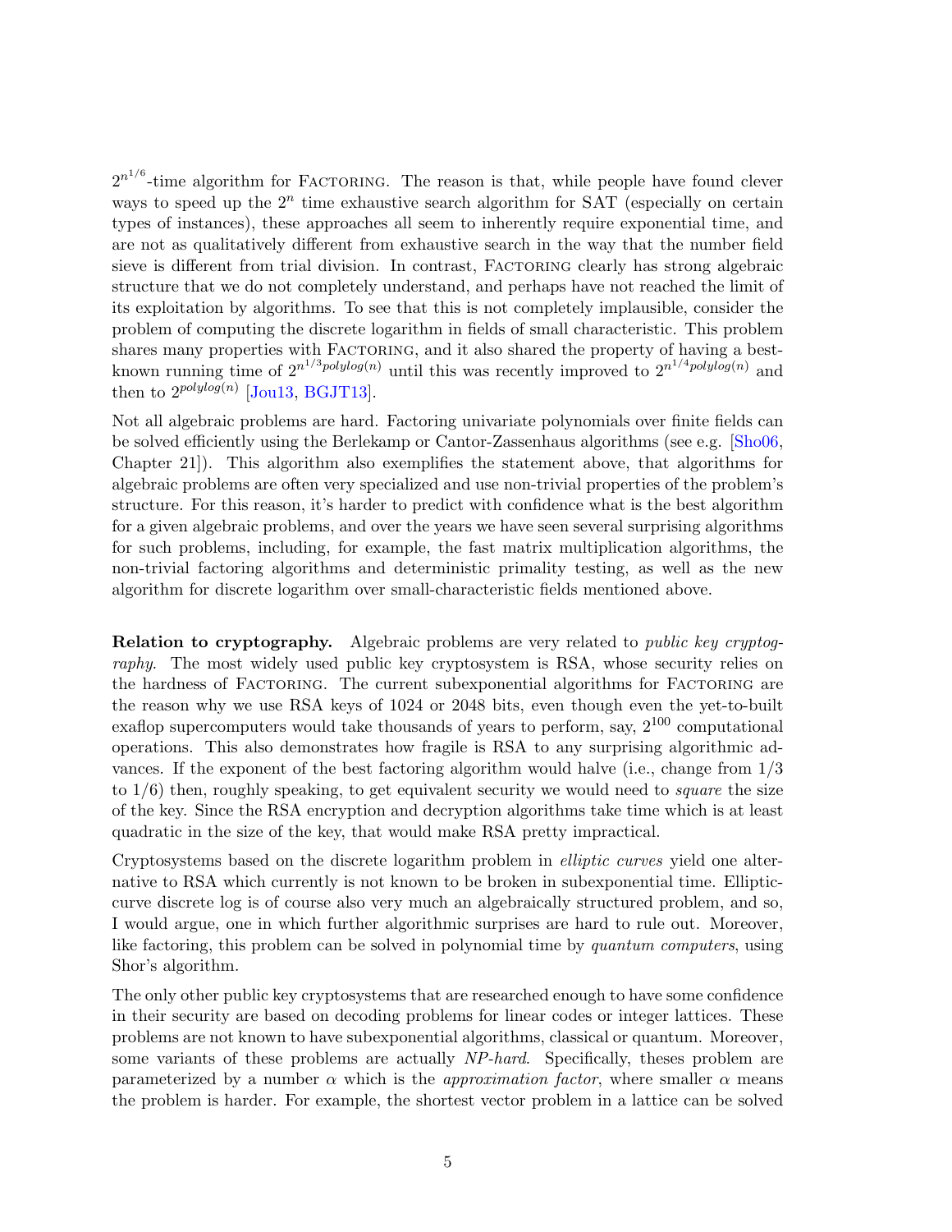$2^{n^{1/6}}$-time algorithm for FACTORING. The reason is that, while people have found clever ways to speed up the $2^n$ time exhaustive search algorithm for SAT (especially on certain types of instances), these approaches all seem to inherently require exponential time, and are not as qualitatively different from exhaustive search in the way that the number field sieve is different from trial division. In contrast, FACTORING clearly has strong algebraic structure that we do not completely understand, and perhaps have not reached the limit of its exploitation by algorithms. To see that this is not completely implausible, consider the problem of computing the discrete logarithm in fields of small characteristic. This problem shares many properties with FACTORING, and it also shared the property of having a best-known running time of $2^{n^{1/3} polylog(n)}$ until this was recently improved to $2^{n^{1/4} polylog(n)}$ and then to $2^{polylog(n)}$ [Jou13, BGJT13].

Not all algebraic problems are hard. Factoring univariate polynomials over finite fields can be solved efficiently using the Berlekamp or Cantor-Zassenhaus algorithms (see e.g. [Sho06, Chapter 21]). This algorithm also exemplifies the statement above, that algorithms for algebraic problems are often very specialized and use non-trivial properties of the problem's structure. For this reason, it's harder to predict with confidence what is the best algorithm for a given algebraic problems, and over the years we have seen several surprising algorithms for such problems, including, for example, the fast matrix multiplication algorithms, the non-trivial factoring algorithms and deterministic primality testing, as well as the new algorithm for discrete logarithm over small-characteristic fields mentioned above.

**Relation to cryptography.** Algebraic problems are very related to *public key cryptography*. The most widely used public key cryptosystem is RSA, whose security relies on the hardness of FACTORING. The current subexponential algorithms for FACTORING are the reason why we use RSA keys of 1024 or 2048 bits, even though even the yet-to-built exaflop supercomputers would take thousands of years to perform, say, $2^{100}$ computational operations. This also demonstrates how fragile is RSA to any surprising algorithmic advances. If the exponent of the best factoring algorithm would halve (i.e., change from $1/3$ to $1/6$) then, roughly speaking, to get equivalent security we would need to *square* the size of the key. Since the RSA encryption and decryption algorithms take time which is at least quadratic in the size of the key, that would make RSA pretty impractical.

Cryptosystems based on the discrete logarithm problem in *elliptic curves* yield one alternative to RSA which currently is not known to be broken in subexponential time. Elliptic-curve discrete log is of course also very much an algebraically structured problem, and so, I would argue, one in which further algorithmic surprises are hard to rule out. Moreover, like factoring, this problem can be solved in polynomial time by *quantum computers*, using Shor's algorithm.

The only other public key cryptosystems that are researched enough to have some confidence in their security are based on decoding problems for linear codes or integer lattices. These problems are not known to have subexponential algorithms, classical or quantum. Moreover, some variants of these problems are actually *NP-hard*. Specifically, theses problem are parameterized by a number $\alpha$ which is the *approximation factor*, where smaller $\alpha$ means the problem is harder. For example, the shortest vector problem in a lattice can be solved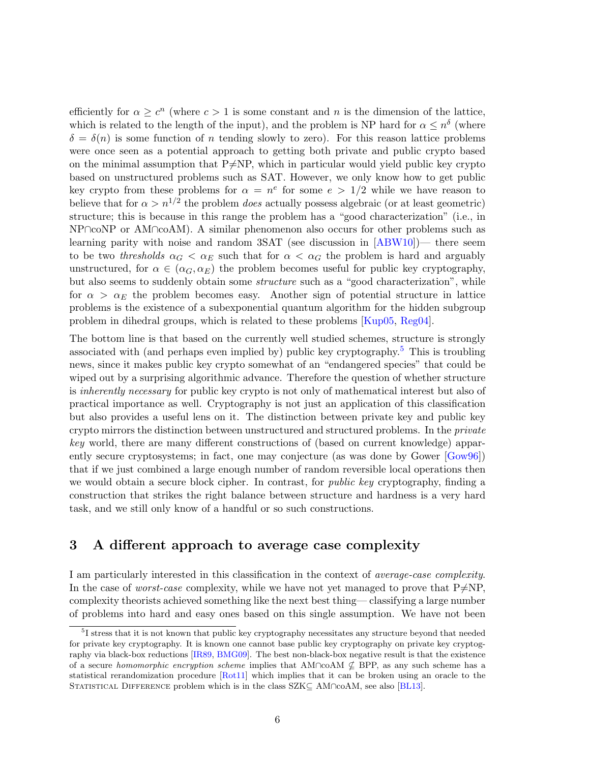efficiently for $\alpha \geq c^n$ (where $c > 1$ is some constant and $n$ is the dimension of the lattice, which is related to the length of the input), and the problem is NP hard for $\alpha \leq n^{\delta}$ (where $\delta = \delta(n)$ is some function of $n$ tending slowly to zero). For this reason lattice problems were once seen as a potential approach to getting both private and public crypto based on the minimal assumption that P≠NP, which in particular would yield public key crypto based on unstructured problems such as SAT. However, we only know how to get public key crypto from these problems for $\alpha = n^e$ for some $e > 1/2$ while we have reason to believe that for $\alpha > n^{1/2}$ the problem *does* actually possess algebraic (or at least geometric) structure; this is because in this range the problem has a "good characterization" (i.e., in NP∩coNP or AM∩coAM). A similar phenomenon also occurs for other problems such as learning parity with noise and random 3SAT (see discussion in [ABW10])— there seem to be two *thresholds* $\alpha_G < \alpha_E$ such that for $\alpha < \alpha_G$ the problem is hard and arguably unstructured, for $\alpha \in (\alpha_G, \alpha_E)$ the problem becomes useful for public key cryptography, but also seems to suddenly obtain some *structure* such as a "good characterization", while for $\alpha > \alpha_E$ the problem becomes easy. Another sign of potential structure in lattice problems is the existence of a subexponential quantum algorithm for the hidden subgroup problem in dihedral groups, which is related to these problems [Kup05, Reg04].

The bottom line is that based on the currently well studied schemes, structure is strongly associated with (and perhaps even implied by) public key cryptography.[5] This is troubling news, since it makes public key crypto somewhat of an "endangered species" that could be wiped out by a surprising algorithmic advance. Therefore the question of whether structure is *inherently necessary* for public key crypto is not only of mathematical interest but also of practical importance as well. Cryptography is not just an application of this classification but also provides a useful lens on it. The distinction between private key and public key crypto mirrors the distinction between unstructured and structured problems. In the *private key* world, there are many different constructions of (based on current knowledge) apparently secure cryptosystems; in fact, one may conjecture (as was done by Gower [Gow96]) that if we just combined a large enough number of random reversible local operations then we would obtain a secure block cipher. In contrast, for *public key* cryptography, finding a construction that strikes the right balance between structure and hardness is a very hard task, and we still only know of a handful or so such constructions.

## 3 A different approach to average case complexity

I am particularly interested in this classification in the context of *average-case complexity*. In the case of *worst-case* complexity, while we have not yet managed to prove that P≠NP, complexity theorists achieved something like the next best thing— classifying a large number of problems into hard and easy ones based on this single assumption. We have not been

[5] I stress that it is not known that public key cryptography necessitates any structure beyond that needed for private key cryptography. It is known one cannot base public key cryptography on private key cryptography via black-box reductions [IR89, BMG09]. The best non-black-box negative result is that the existence of a secure *homomorphic encryption scheme* implies that AM∩coAM ⊈ BPP, as any such scheme has a statistical rerandomization procedure [Rot11] which implies that it can be broken using an oracle to the Statistical Difference problem which is in the class SZK⊆ AM∩coAM, see also [BL13].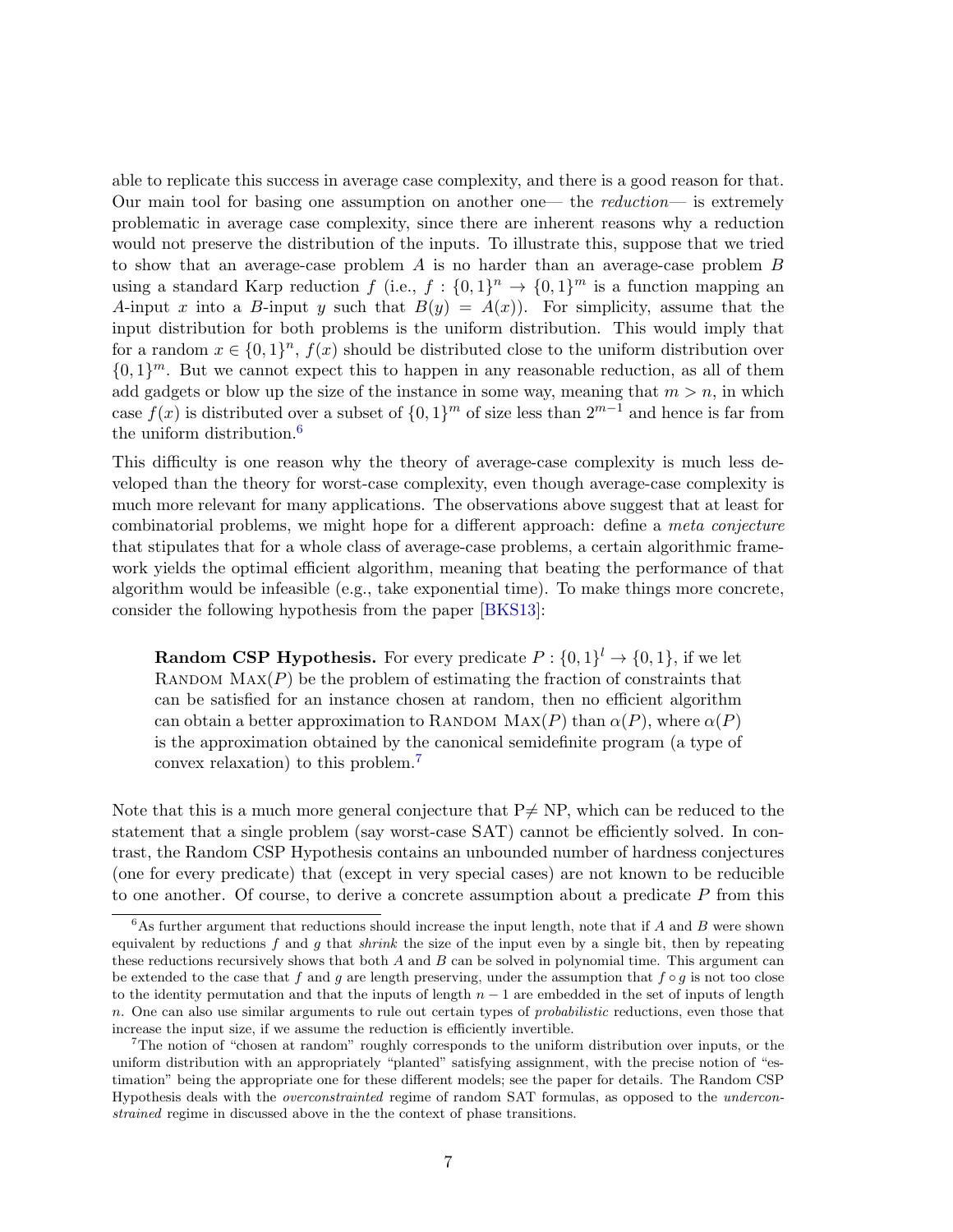able to replicate this success in average case complexity, and there is a good reason for that. Our main tool for basing one assumption on another one— the *reduction*— is extremely problematic in average case complexity, since there are inherent reasons why a reduction would not preserve the distribution of the inputs. To illustrate this, suppose that we tried to show that an average-case problem $A$ is no harder than an average-case problem $B$ using a standard Karp reduction $f$ (i.e., $f : \{0,1\}^n \to \{0,1\}^m$ is a function mapping an $A$-input $x$ into a $B$-input $y$ such that $B(y) = A(x)$). For simplicity, assume that the input distribution for both problems is the uniform distribution. This would imply that for a random $x \in \{0,1\}^n$, $f(x)$ should be distributed close to the uniform distribution over $\{0,1\}^m$. But we cannot expect this to happen in any reasonable reduction, as all of them add gadgets or blow up the size of the instance in some way, meaning that $m > n$, in which case $f(x)$ is distributed over a subset of $\{0,1\}^m$ of size less than $2^{m-1}$ and hence is far from the uniform distribution.[6]

This difficulty is one reason why the theory of average-case complexity is much less developed than the theory for worst-case complexity, even though average-case complexity is much more relevant for many applications. The observations above suggest that at least for combinatorial problems, we might hope for a different approach: define a *meta conjecture* that stipulates that for a whole class of average-case problems, a certain algorithmic framework yields the optimal efficient algorithm, meaning that beating the performance of that algorithm would be infeasible (e.g., take exponential time). To make things more concrete, consider the following hypothesis from the paper [BKS13]:

> **Random CSP Hypothesis.** For every predicate $P : \{0,1\}^l \to \{0,1\}$, if we let Random Max($P$) be the problem of estimating the fraction of constraints that can be satisfied for an instance chosen at random, then no efficient algorithm can obtain a better approximation to Random Max($P$) than $\alpha(P)$, where $\alpha(P)$ is the approximation obtained by the canonical semidefinite program (a type of convex relaxation) to this problem.[7]

Note that this is a much more general conjecture that P$\neq$ NP, which can be reduced to the statement that a single problem (say worst-case SAT) cannot be efficiently solved. In contrast, the Random CSP Hypothesis contains an unbounded number of hardness conjectures (one for every predicate) that (except in very special cases) are not known to be reducible to one another. Of course, to derive a concrete assumption about a predicate $P$ from this

---

[6] As further argument that reductions should increase the input length, note that if $A$ and $B$ were shown equivalent by reductions $f$ and $g$ that *shrink* the size of the input even by a single bit, then by repeating these reductions recursively shows that both $A$ and $B$ can be solved in polynomial time. This argument can be extended to the case that $f$ and $g$ are length preserving, under the assumption that $f \circ g$ is not too close to the identity permutation and that the inputs of length $n-1$ are embedded in the set of inputs of length $n$. One can also use similar arguments to rule out certain types of *probabilistic* reductions, even those that increase the input size, if we assume the reduction is efficiently invertible.

[7] The notion of "chosen at random" roughly corresponds to the uniform distribution over inputs, or the uniform distribution with an appropriately "planted" satisfying assignment, with the precise notion of "estimation" being the appropriate one for these different models; see the paper for details. The Random CSP Hypothesis deals with the *overconstrainted* regime of random SAT formulas, as opposed to the *underconstrained* regime in discussed above in the the context of phase transitions.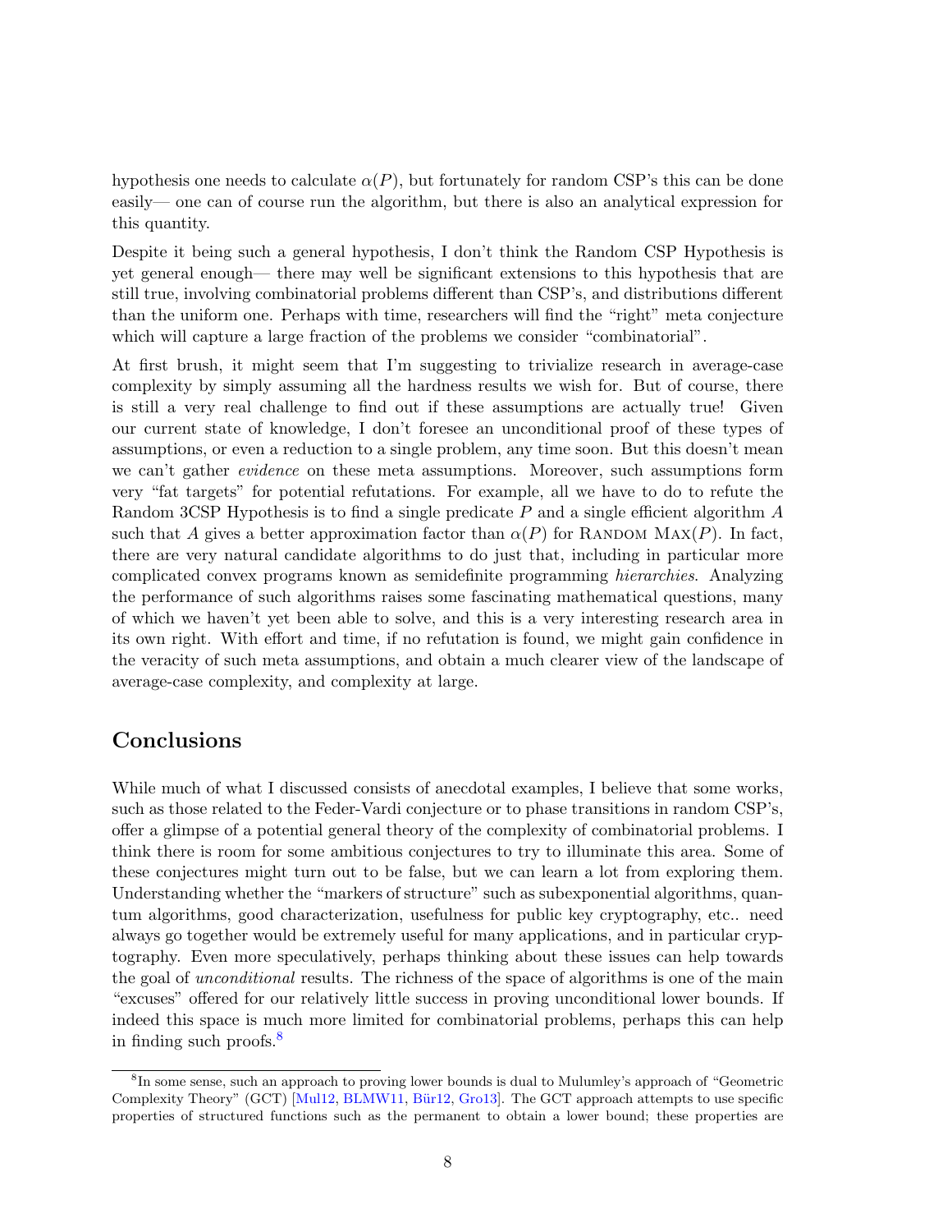hypothesis one needs to calculate $\alpha(P)$, but fortunately for random CSP's this can be done easily— one can of course run the algorithm, but there is also an analytical expression for this quantity.

Despite it being such a general hypothesis, I don't think the Random CSP Hypothesis is yet general enough— there may well be significant extensions to this hypothesis that are still true, involving combinatorial problems different than CSP's, and distributions different than the uniform one. Perhaps with time, researchers will find the "right" meta conjecture which will capture a large fraction of the problems we consider "combinatorial".

At first brush, it might seem that I'm suggesting to trivialize research in average-case complexity by simply assuming all the hardness results we wish for. But of course, there is still a very real challenge to find out if these assumptions are actually true! Given our current state of knowledge, I don't foresee an unconditional proof of these types of assumptions, or even a reduction to a single problem, any time soon. But this doesn't mean we can't gather *evidence* on these meta assumptions. Moreover, such assumptions form very "fat targets" for potential refutations. For example, all we have to do to refute the Random 3CSP Hypothesis is to find a single predicate $P$ and a single efficient algorithm $A$ such that $A$ gives a better approximation factor than $\alpha(P)$ for Random Max($P$). In fact, there are very natural candidate algorithms to do just that, including in particular more complicated convex programs known as semidefinite programming *hierarchies*. Analyzing the performance of such algorithms raises some fascinating mathematical questions, many of which we haven't yet been able to solve, and this is a very interesting research area in its own right. With effort and time, if no refutation is found, we might gain confidence in the veracity of such meta assumptions, and obtain a much clearer view of the landscape of average-case complexity, and complexity at large.

## Conclusions

While much of what I discussed consists of anecdotal examples, I believe that some works, such as those related to the Feder-Vardi conjecture or to phase transitions in random CSP's, offer a glimpse of a potential general theory of the complexity of combinatorial problems. I think there is room for some ambitious conjectures to try to illuminate this area. Some of these conjectures might turn out to be false, but we can learn a lot from exploring them. Understanding whether the "markers of structure" such as subexponential algorithms, quantum algorithms, good characterization, usefulness for public key cryptography, etc.. need always go together would be extremely useful for many applications, and in particular cryptography. Even more speculatively, perhaps thinking about these issues can help towards the goal of *unconditional* results. The richness of the space of algorithms is one of the main "excuses" offered for our relatively little success in proving unconditional lower bounds. If indeed this space is much more limited for combinatorial problems, perhaps this can help in finding such proofs.[8]

[8] In some sense, such an approach to proving lower bounds is dual to Mulumley's approach of "Geometric Complexity Theory" (GCT) [Mul12, BLMW11, Bür12, Gro13]. The GCT approach attempts to use specific properties of structured functions such as the permanent to obtain a lower bound; these properties are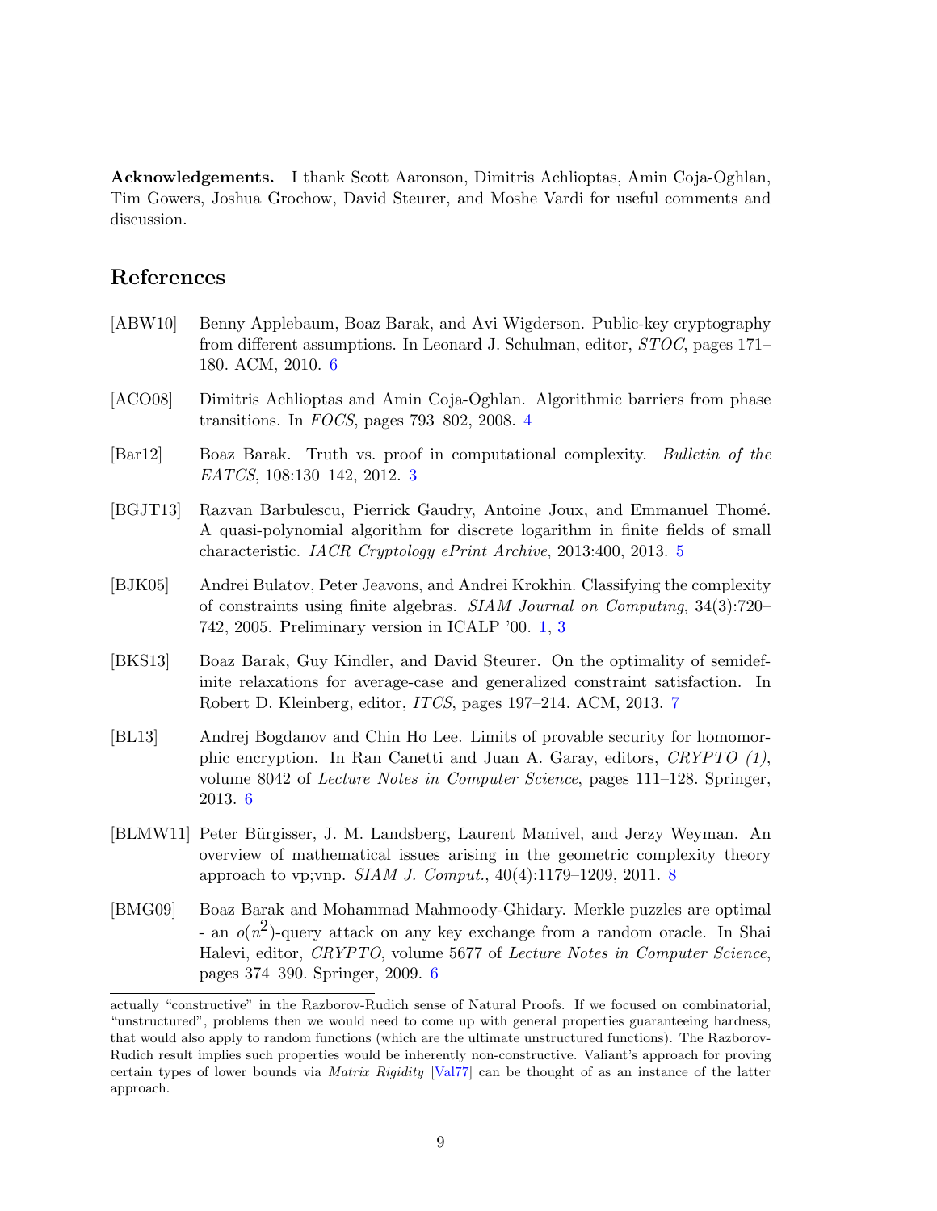**Acknowledgements.** I thank Scott Aaronson, Dimitris Achlioptas, Amin Coja-Oghlan, Tim Gowers, Joshua Grochow, David Steurer, and Moshe Vardi for useful comments and discussion.

## References

[ABW10] Benny Applebaum, Boaz Barak, and Avi Wigderson. Public-key cryptography from different assumptions. In Leonard J. Schulman, editor, *STOC*, pages 171–180. ACM, 2010. 6

[ACO08] Dimitris Achlioptas and Amin Coja-Oghlan. Algorithmic barriers from phase transitions. In *FOCS*, pages 793–802, 2008. 4

[Bar12] Boaz Barak. Truth vs. proof in computational complexity. *Bulletin of the EATCS*, 108:130–142, 2012. 3

[BGJT13] Razvan Barbulescu, Pierrick Gaudry, Antoine Joux, and Emmanuel Thomé. A quasi-polynomial algorithm for discrete logarithm in finite fields of small characteristic. *IACR Cryptology ePrint Archive*, 2013:400, 2013. 5

[BJK05] Andrei Bulatov, Peter Jeavons, and Andrei Krokhin. Classifying the complexity of constraints using finite algebras. *SIAM Journal on Computing*, 34(3):720–742, 2005. Preliminary version in ICALP '00. 1, 3

[BKS13] Boaz Barak, Guy Kindler, and David Steurer. On the optimality of semidefinite relaxations for average-case and generalized constraint satisfaction. In Robert D. Kleinberg, editor, *ITCS*, pages 197–214. ACM, 2013. 7

[BL13] Andrej Bogdanov and Chin Ho Lee. Limits of provable security for homomorphic encryption. In Ran Canetti and Juan A. Garay, editors, *CRYPTO (1)*, volume 8042 of *Lecture Notes in Computer Science*, pages 111–128. Springer, 2013. 6

[BLMW11] Peter Bürgisser, J. M. Landsberg, Laurent Manivel, and Jerzy Weyman. An overview of mathematical issues arising in the geometric complexity theory approach to vp;vnp. *SIAM J. Comput.*, 40(4):1179–1209, 2011. 8

[BMG09] Boaz Barak and Mohammad Mahmoody-Ghidary. Merkle puzzles are optimal - an $o(n^2)$-query attack on any key exchange from a random oracle. In Shai Halevi, editor, *CRYPTO*, volume 5677 of *Lecture Notes in Computer Science*, pages 374–390. Springer, 2009. 6

---

actually "constructive" in the Razborov-Rudich sense of Natural Proofs. If we focused on combinatorial, "unstructured", problems then we would need to come up with general properties guaranteeing hardness, that would also apply to random functions (which are the ultimate unstructured functions). The Razborov-Rudich result implies such properties would be inherently non-constructive. Valiant's approach for proving certain types of lower bounds via *Matrix Rigidity* [Val77] can be thought of as an instance of the latter approach.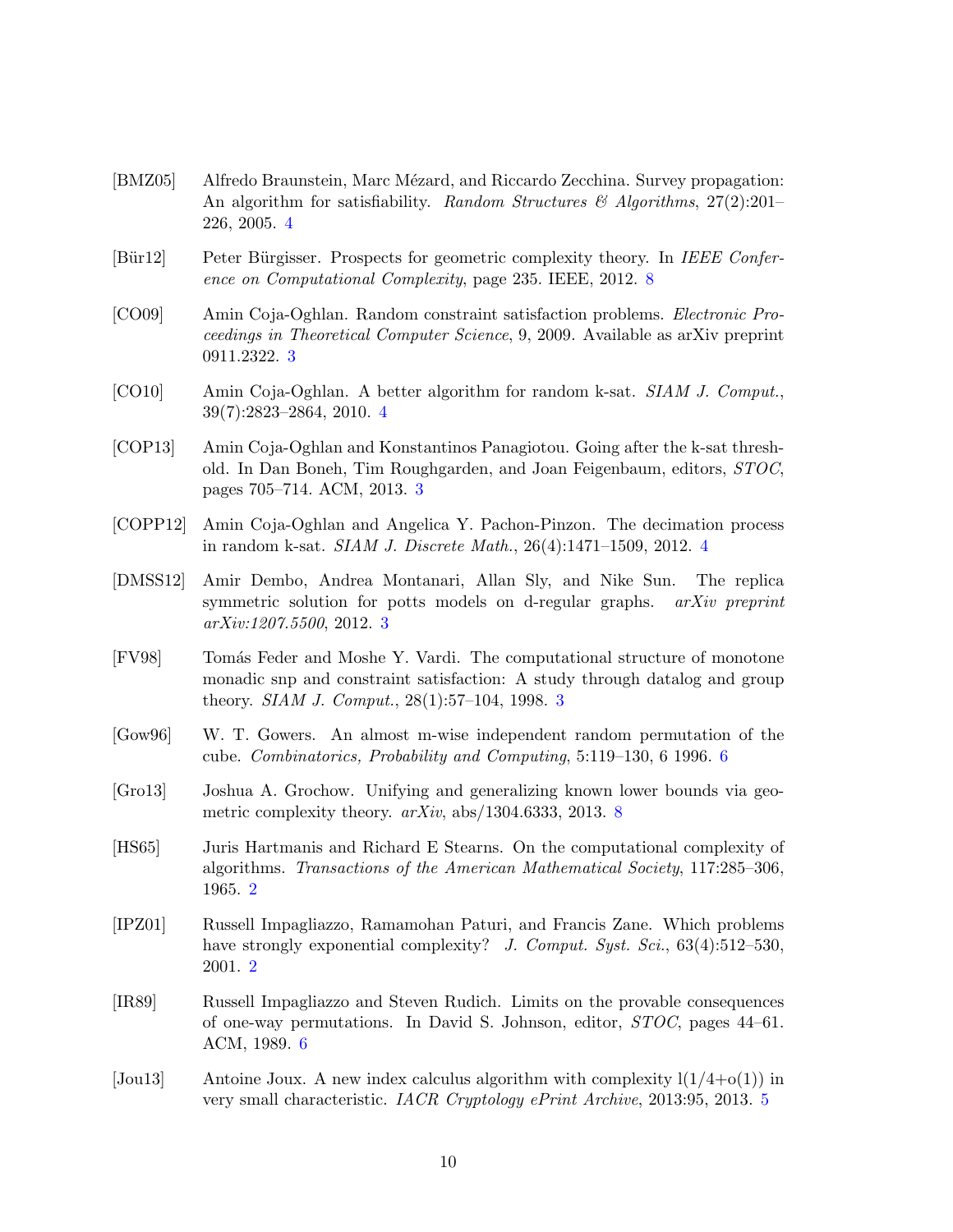[BMZ05] Alfredo Braunstein, Marc Mézard, and Riccardo Zecchina. Survey propagation: An algorithm for satisfiability. *Random Structures & Algorithms*, 27(2):201–226, 2005. 4

[Bür12] Peter Bürgisser. Prospects for geometric complexity theory. In *IEEE Conference on Computational Complexity*, page 235. IEEE, 2012. 8

[CO09] Amin Coja-Oghlan. Random constraint satisfaction problems. *Electronic Proceedings in Theoretical Computer Science*, 9, 2009. Available as arXiv preprint 0911.2322. 3

[CO10] Amin Coja-Oghlan. A better algorithm for random k-sat. *SIAM J. Comput.*, 39(7):2823–2864, 2010. 4

[COP13] Amin Coja-Oghlan and Konstantinos Panagiotou. Going after the k-sat threshold. In Dan Boneh, Tim Roughgarden, and Joan Feigenbaum, editors, *STOC*, pages 705–714. ACM, 2013. 3

[COPP12] Amin Coja-Oghlan and Angelica Y. Pachon-Pinzon. The decimation process in random k-sat. *SIAM J. Discrete Math.*, 26(4):1471–1509, 2012. 4

[DMSS12] Amir Dembo, Andrea Montanari, Allan Sly, and Nike Sun. The replica symmetric solution for potts models on d-regular graphs. *arXiv preprint arXiv:1207.5500*, 2012. 3

[FV98] Tomás Feder and Moshe Y. Vardi. The computational structure of monotone monadic snp and constraint satisfaction: A study through datalog and group theory. *SIAM J. Comput.*, 28(1):57–104, 1998. 3

[Gow96] W. T. Gowers. An almost m-wise independent random permutation of the cube. *Combinatorics, Probability and Computing*, 5:119–130, 6 1996. 6

[Gro13] Joshua A. Grochow. Unifying and generalizing known lower bounds via geometric complexity theory. *arXiv*, abs/1304.6333, 2013. 8

[HS65] Juris Hartmanis and Richard E Stearns. On the computational complexity of algorithms. *Transactions of the American Mathematical Society*, 117:285–306, 1965. 2

[IPZ01] Russell Impagliazzo, Ramamohan Paturi, and Francis Zane. Which problems have strongly exponential complexity? *J. Comput. Syst. Sci.*, 63(4):512–530, 2001. 2

[IR89] Russell Impagliazzo and Steven Rudich. Limits on the provable consequences of one-way permutations. In David S. Johnson, editor, *STOC*, pages 44–61. ACM, 1989. 6

[Jou13] Antoine Joux. A new index calculus algorithm with complexity l(1/4+o(1)) in very small characteristic. *IACR Cryptology ePrint Archive*, 2013:95, 2013. 5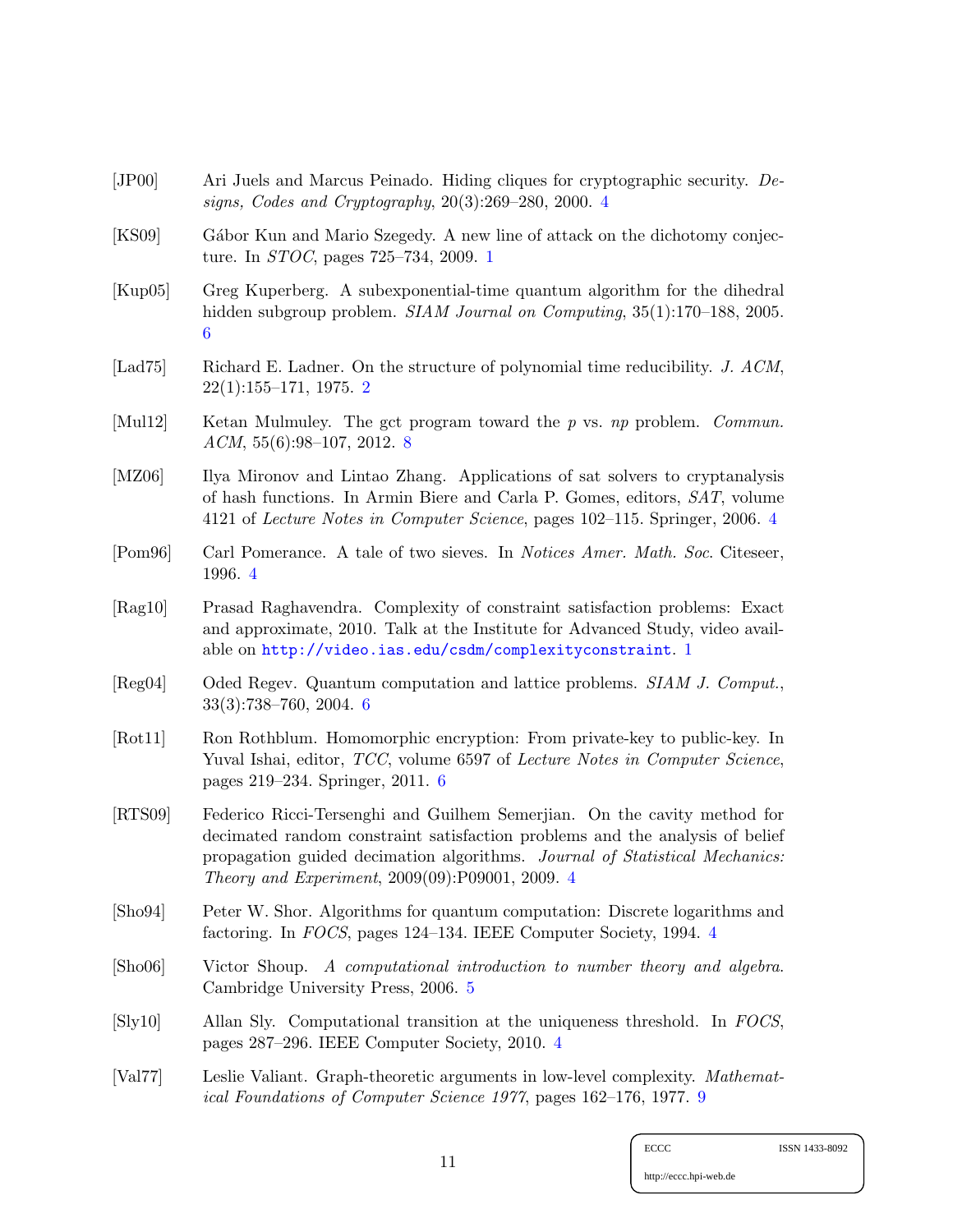[JP00] Ari Juels and Marcus Peinado. Hiding cliques for cryptographic security. *Designs, Codes and Cryptography*, 20(3):269–280, 2000. 4

[KS09] Gábor Kun and Mario Szegedy. A new line of attack on the dichotomy conjecture. In *STOC*, pages 725–734, 2009. 1

[Kup05] Greg Kuperberg. A subexponential-time quantum algorithm for the dihedral hidden subgroup problem. *SIAM Journal on Computing*, 35(1):170–188, 2005. 6

[Lad75] Richard E. Ladner. On the structure of polynomial time reducibility. *J. ACM*, 22(1):155–171, 1975. 2

[Mul12] Ketan Mulmuley. The gct program toward the $p$ vs. $np$ problem. *Commun. ACM*, 55(6):98–107, 2012. 8

[MZ06] Ilya Mironov and Lintao Zhang. Applications of sat solvers to cryptanalysis of hash functions. In Armin Biere and Carla P. Gomes, editors, *SAT*, volume 4121 of *Lecture Notes in Computer Science*, pages 102–115. Springer, 2006. 4

[Pom96] Carl Pomerance. A tale of two sieves. In *Notices Amer. Math. Soc*. Citeseer, 1996. 4

[Rag10] Prasad Raghavendra. Complexity of constraint satisfaction problems: Exact and approximate, 2010. Talk at the Institute for Advanced Study, video available on `http://video.ias.edu/csdm/complexityconstraint`. 1

[Reg04] Oded Regev. Quantum computation and lattice problems. *SIAM J. Comput.*, 33(3):738–760, 2004. 6

[Rot11] Ron Rothblum. Homomorphic encryption: From private-key to public-key. In Yuval Ishai, editor, *TCC*, volume 6597 of *Lecture Notes in Computer Science*, pages 219–234. Springer, 2011. 6

[RTS09] Federico Ricci-Tersenghi and Guilhem Semerjian. On the cavity method for decimated random constraint satisfaction problems and the analysis of belief propagation guided decimation algorithms. *Journal of Statistical Mechanics: Theory and Experiment*, 2009(09):P09001, 2009. 4

[Sho94] Peter W. Shor. Algorithms for quantum computation: Discrete logarithms and factoring. In *FOCS*, pages 124–134. IEEE Computer Society, 1994. 4

[Sho06] Victor Shoup. *A computational introduction to number theory and algebra*. Cambridge University Press, 2006. 5

[Sly10] Allan Sly. Computational transition at the uniqueness threshold. In *FOCS*, pages 287–296. IEEE Computer Society, 2010. 4

[Val77] Leslie Valiant. Graph-theoretic arguments in low-level complexity. *Mathematical Foundations of Computer Science 1977*, pages 162–176, 1977. 9

ECCC ISSN 1433-8092

http://eccc.hpi-web.de